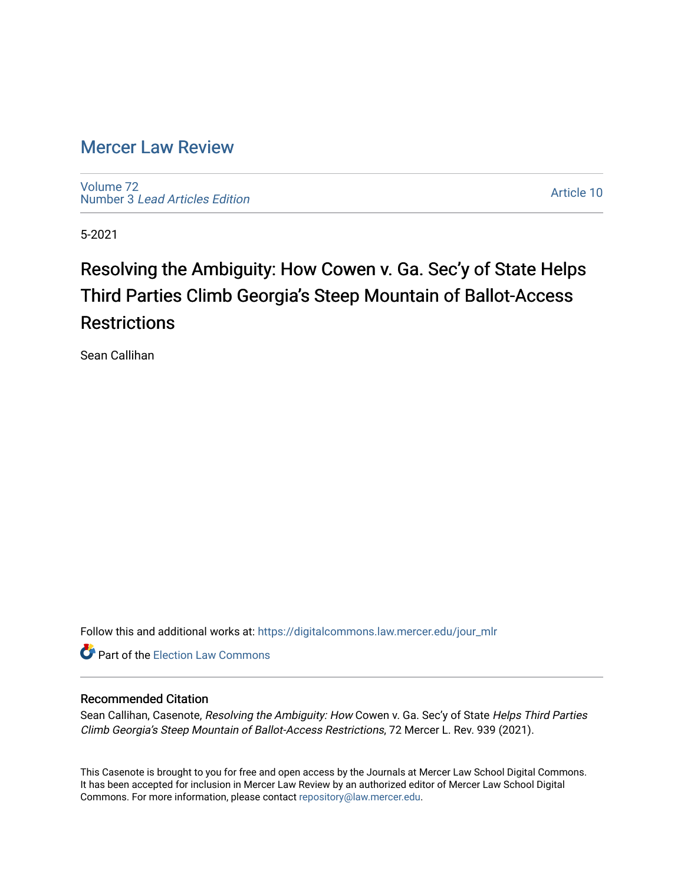# Mercer Law Review

Volume 72
Number 3 *Lead Articles Edition*

Article 10

5-2021

## Resolving the Ambiguity: How Cowen v. Ga. Sec'y of State Helps Third Parties Climb Georgia's Steep Mountain of Ballot-Access Restrictions

Sean Callihan

Follow this and additional works at: https://digitalcommons.law.mercer.edu/jour_mlr

Part of the Election Law Commons

### Recommended Citation

Sean Callihan, Casenote, *Resolving the Ambiguity: How* Cowen v. Ga. Sec'y of State *Helps Third Parties Climb Georgia's Steep Mountain of Ballot-Access Restrictions*, 72 Mercer L. Rev. 939 (2021).

This Casenote is brought to you for free and open access by the Journals at Mercer Law School Digital Commons. It has been accepted for inclusion in Mercer Law Review by an authorized editor of Mercer Law School Digital Commons. For more information, please contact repository@law.mercer.edu.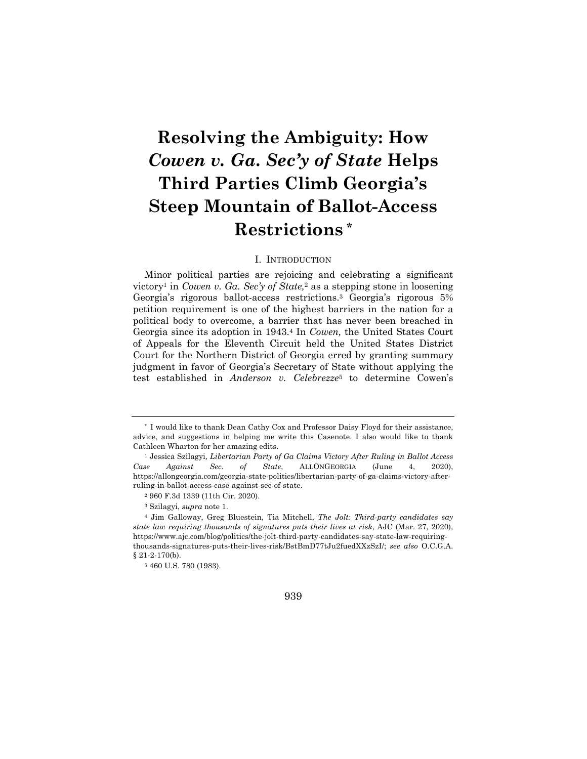# Resolving the Ambiguity: How *Cowen v. Ga. Sec'y of State* Helps Third Parties Climb Georgia's Steep Mountain of Ballot-Access Restrictions *

## I. Introduction

Minor political parties are rejoicing and celebrating a significant victory[1] in *Cowen v. Ga. Sec'y of State,*[2] as a stepping stone in loosening Georgia's rigorous ballot-access restrictions.[3] Georgia's rigorous 5% petition requirement is one of the highest barriers in the nation for a political body to overcome, a barrier that has never been breached in Georgia since its adoption in 1943.[4] In *Cowen,* the United States Court of Appeals for the Eleventh Circuit held the United States District Court for the Northern District of Georgia erred by granting summary judgment in favor of Georgia's Secretary of State without applying the test established in *Anderson v. Celebrezze*[5] to determine Cowen's

---

\* I would like to thank Dean Cathy Cox and Professor Daisy Floyd for their assistance, advice, and suggestions in helping me write this Casenote. I also would like to thank Cathleen Wharton for her amazing edits.

[1] Jessica Szilagyi*, Libertarian Party of Ga Claims Victory After Ruling in Ballot Access Case Against Sec. of State*, ALLONGEORGIA (June 4, 2020), https://allongeorgia.com/georgia-state-politics/libertarian-party-of-ga-claims-victory-after-ruling-in-ballot-access-case-against-sec-of-state.

[2] 960 F.3d 1339 (11th Cir. 2020).

[3] Szilagyi, *supra* note 1.

[4] Jim Galloway, Greg Bluestein, Tia Mitchell, *The Jolt: Third-party candidates say state law requiring thousands of signatures puts their lives at risk*, AJC (Mar. 27, 2020), https://www.ajc.com/blog/politics/the-jolt-third-party-candidates-say-state-law-requiring-thousands-signatures-puts-their-lives-risk/BstBmD77tJu2fuedXXzSzI/; *see also* O.C.G.A. § 21-2-170(b).

[5] 460 U.S. 780 (1983).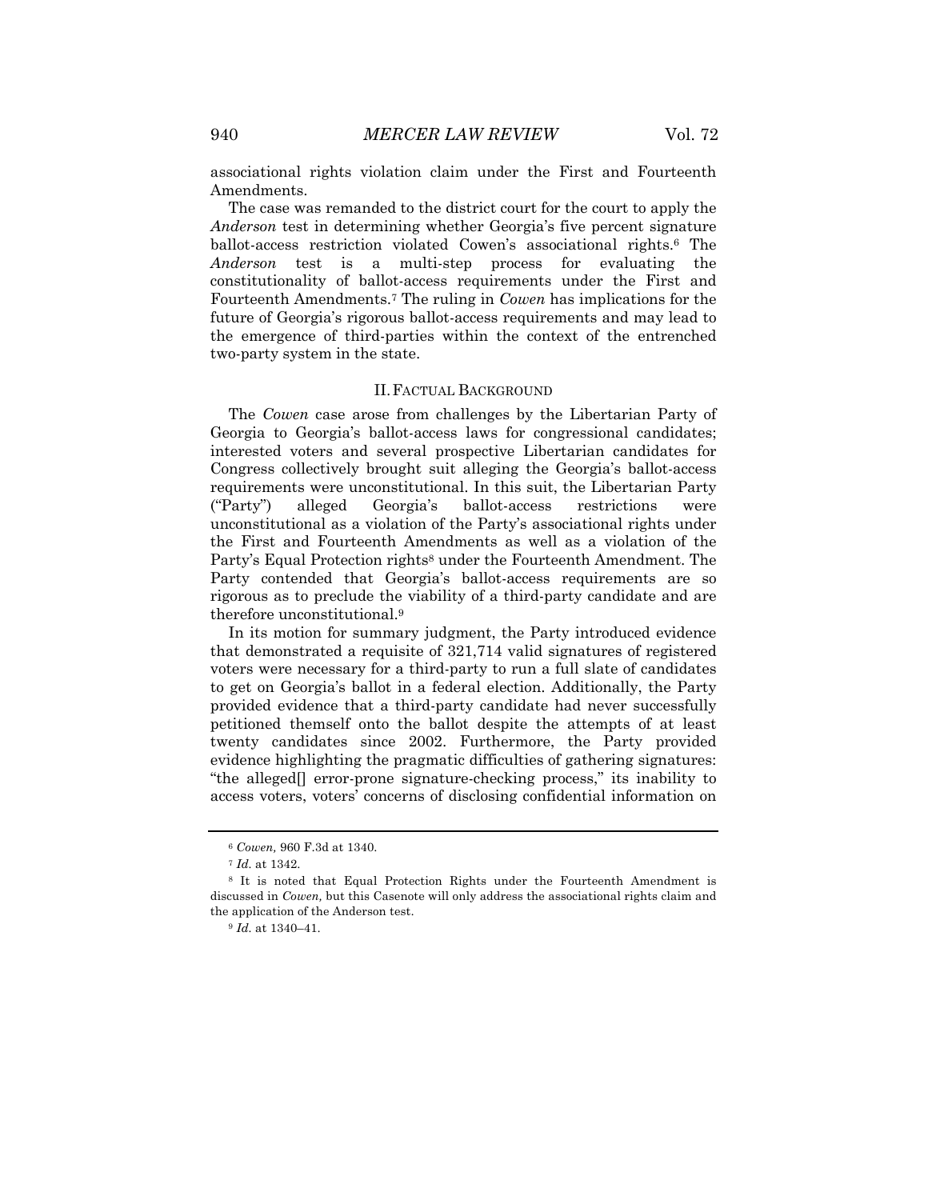associational rights violation claim under the First and Fourteenth Amendments.

The case was remanded to the district court for the court to apply the *Anderson* test in determining whether Georgia's five percent signature ballot-access restriction violated Cowen's associational rights.[6] The *Anderson* test is a multi-step process for evaluating the constitutionality of ballot-access requirements under the First and Fourteenth Amendments.[7] The ruling in *Cowen* has implications for the future of Georgia's rigorous ballot-access requirements and may lead to the emergence of third-parties within the context of the entrenched two-party system in the state.

## II. FACTUAL BACKGROUND

The *Cowen* case arose from challenges by the Libertarian Party of Georgia to Georgia's ballot-access laws for congressional candidates; interested voters and several prospective Libertarian candidates for Congress collectively brought suit alleging the Georgia's ballot-access requirements were unconstitutional. In this suit, the Libertarian Party ("Party") alleged Georgia's ballot-access restrictions were unconstitutional as a violation of the Party's associational rights under the First and Fourteenth Amendments as well as a violation of the Party's Equal Protection rights[8] under the Fourteenth Amendment. The Party contended that Georgia's ballot-access requirements are so rigorous as to preclude the viability of a third-party candidate and are therefore unconstitutional.[9]

In its motion for summary judgment, the Party introduced evidence that demonstrated a requisite of 321,714 valid signatures of registered voters were necessary for a third-party to run a full slate of candidates to get on Georgia's ballot in a federal election. Additionally, the Party provided evidence that a third-party candidate had never successfully petitioned themself onto the ballot despite the attempts of at least twenty candidates since 2002. Furthermore, the Party provided evidence highlighting the pragmatic difficulties of gathering signatures: "the alleged[] error-prone signature-checking process," its inability to access voters, voters' concerns of disclosing confidential information on

---

[6] *Cowen*, 960 F.3d at 1340.

[7] *Id.* at 1342.

[8] It is noted that Equal Protection Rights under the Fourteenth Amendment is discussed in *Cowen*, but this Casenote will only address the associational rights claim and the application of the Anderson test.

[9] *Id.* at 1340–41.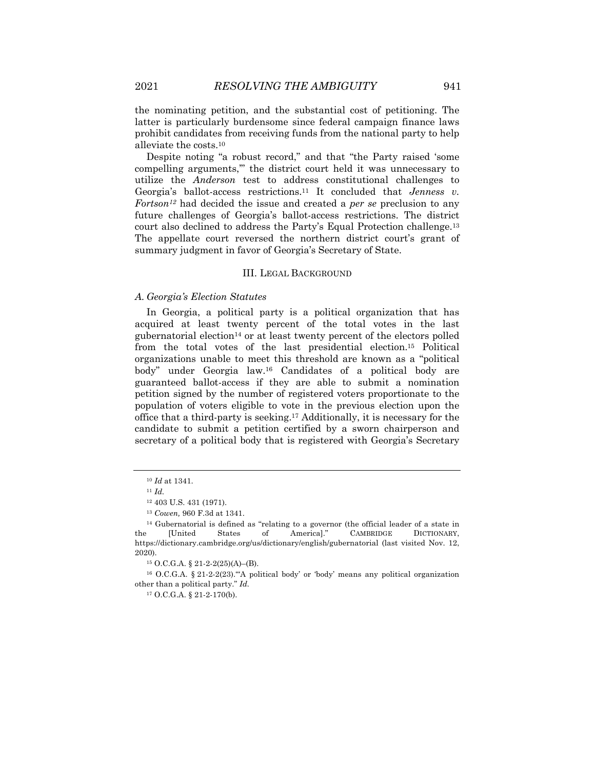the nominating petition, and the substantial cost of petitioning. The latter is particularly burdensome since federal campaign finance laws prohibit candidates from receiving funds from the national party to help alleviate the costs.[10]

Despite noting "a robust record," and that "the Party raised 'some compelling arguments,'" the district court held it was unnecessary to utilize the *Anderson* test to address constitutional challenges to Georgia's ballot-access restrictions.[11] It concluded that *Jenness v. Fortson*[12] had decided the issue and created a *per se* preclusion to any future challenges of Georgia's ballot-access restrictions. The district court also declined to address the Party's Equal Protection challenge.[13] The appellate court reversed the northern district court's grant of summary judgment in favor of Georgia's Secretary of State.

## III. LEGAL BACKGROUND

### *A. Georgia's Election Statutes*

In Georgia, a political party is a political organization that has acquired at least twenty percent of the total votes in the last gubernatorial election[14] or at least twenty percent of the electors polled from the total votes of the last presidential election.[15] Political organizations unable to meet this threshold are known as a "political body" under Georgia law.[16] Candidates of a political body are guaranteed ballot-access if they are able to submit a nomination petition signed by the number of registered voters proportionate to the population of voters eligible to vote in the previous election upon the office that a third-party is seeking.[17] Additionally, it is necessary for the candidate to submit a petition certified by a sworn chairperson and secretary of a political body that is registered with Georgia's Secretary

---

[10] *Id* at 1341.

[11] *Id.*

[12] 403 U.S. 431 (1971).

[13] *Cowen*, 960 F.3d at 1341.

[14] Gubernatorial is defined as "relating to a governor (the official leader of a state in the [United States of America]." CAMBRIDGE DICTIONARY, https://dictionary.cambridge.org/us/dictionary/english/gubernatorial (last visited Nov. 12, 2020).

[15] O.C.G.A. § 21-2-2(25)(A)–(B).

[16] O.C.G.A. § 21-2-2(23)."'A political body' or 'body' means any political organization other than a political party." *Id.*

[17] O.C.G.A. § 21-2-170(b).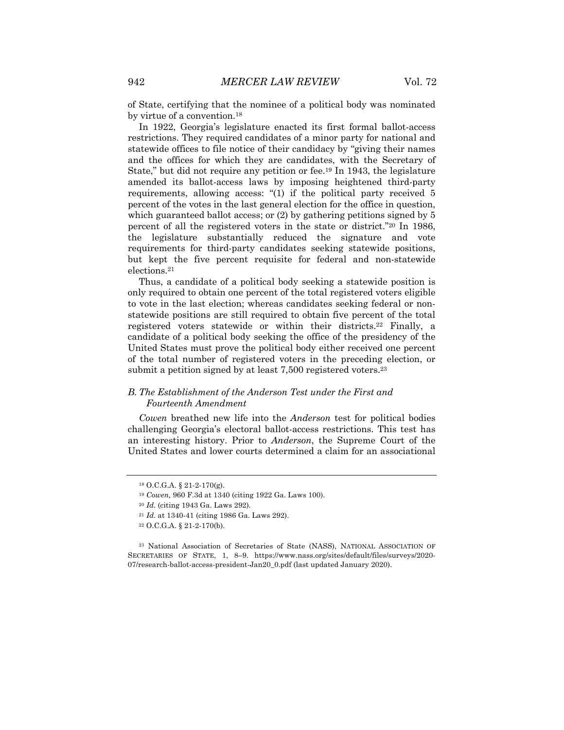of State, certifying that the nominee of a political body was nominated by virtue of a convention.[18]

In 1922, Georgia's legislature enacted its first formal ballot-access restrictions. They required candidates of a minor party for national and statewide offices to file notice of their candidacy by "giving their names and the offices for which they are candidates, with the Secretary of State," but did not require any petition or fee.[19] In 1943, the legislature amended its ballot-access laws by imposing heightened third-party requirements, allowing access: "(1) if the political party received 5 percent of the votes in the last general election for the office in question, which guaranteed ballot access; or (2) by gathering petitions signed by 5 percent of all the registered voters in the state or district."[20] In 1986, the legislature substantially reduced the signature and vote requirements for third-party candidates seeking statewide positions, but kept the five percent requisite for federal and non-statewide elections.[21]

Thus, a candidate of a political body seeking a statewide position is only required to obtain one percent of the total registered voters eligible to vote in the last election; whereas candidates seeking federal or non-statewide positions are still required to obtain five percent of the total registered voters statewide or within their districts.[22] Finally, a candidate of a political body seeking the office of the presidency of the United States must prove the political body either received one percent of the total number of registered voters in the preceding election, or submit a petition signed by at least 7,500 registered voters.[23]

### B. The Establishment of the Anderson Test under the First and Fourteenth Amendment

*Cowen* breathed new life into the *Anderson* test for political bodies challenging Georgia's electoral ballot-access restrictions. This test has an interesting history. Prior to *Anderson*, the Supreme Court of the United States and lower courts determined a claim for an associational

---

[18] O.C.G.A. § 21-2-170(g).

[19] *Cowen,* 960 F.3d at 1340 (citing 1922 Ga. Laws 100).

[20] *Id.* (citing 1943 Ga. Laws 292).

[21] *Id.* at 1340-41 (citing 1986 Ga. Laws 292).

[22] O.C.G.A. § 21-2-170(b).

[23] National Association of Secretaries of State (NASS), NATIONAL ASSOCIATION OF SECRETARIES OF STATE, 1, 8–9. https://www.nass.org/sites/default/files/surveys/2020-07/research-ballot-access-president-Jan20_0.pdf (last updated January 2020).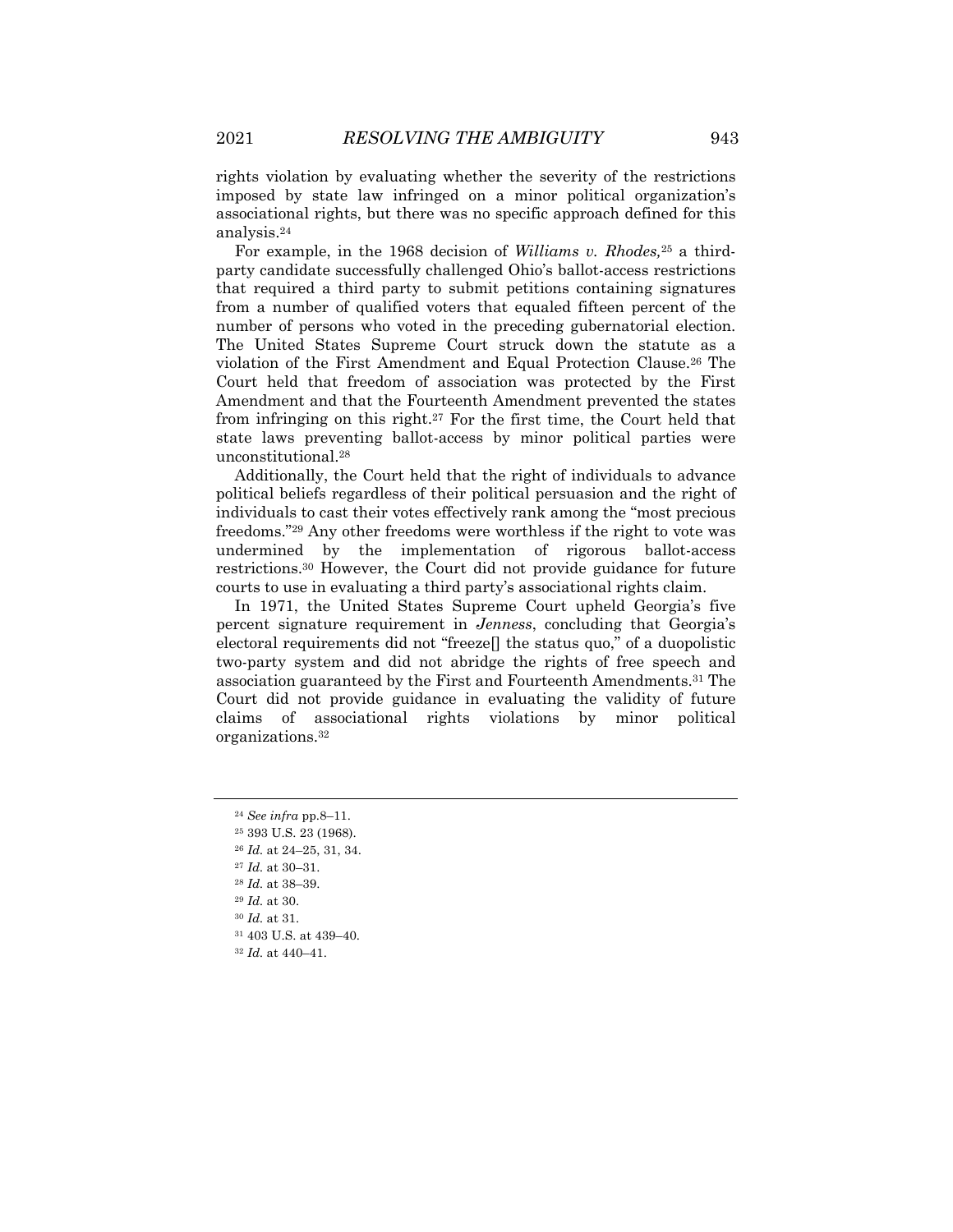rights violation by evaluating whether the severity of the restrictions imposed by state law infringed on a minor political organization's associational rights, but there was no specific approach defined for this analysis.[24]

For example, in the 1968 decision of *Williams v. Rhodes*,[25] a third-party candidate successfully challenged Ohio's ballot-access restrictions that required a third party to submit petitions containing signatures from a number of qualified voters that equaled fifteen percent of the number of persons who voted in the preceding gubernatorial election. The United States Supreme Court struck down the statute as a violation of the First Amendment and Equal Protection Clause.[26] The Court held that freedom of association was protected by the First Amendment and that the Fourteenth Amendment prevented the states from infringing on this right.[27] For the first time, the Court held that state laws preventing ballot-access by minor political parties were unconstitutional.[28]

Additionally, the Court held that the right of individuals to advance political beliefs regardless of their political persuasion and the right of individuals to cast their votes effectively rank among the "most precious freedoms."[29] Any other freedoms were worthless if the right to vote was undermined by the implementation of rigorous ballot-access restrictions.[30] However, the Court did not provide guidance for future courts to use in evaluating a third party's associational rights claim.

In 1971, the United States Supreme Court upheld Georgia's five percent signature requirement in *Jenness*, concluding that Georgia's electoral requirements did not "freeze[] the status quo," of a duopolistic two-party system and did not abridge the rights of free speech and association guaranteed by the First and Fourteenth Amendments.[31] The Court did not provide guidance in evaluating the validity of future claims of associational rights violations by minor political organizations.[32]

---

[24] *See infra* pp.8–11.

[25] 393 U.S. 23 (1968).

[26] *Id.* at 24–25, 31, 34.

[27] *Id.* at 30–31.

[28] *Id.* at 38–39.

[29] *Id.* at 30.

[30] *Id.* at 31.

[31] 403 U.S. at 439–40.

[32] *Id.* at 440–41.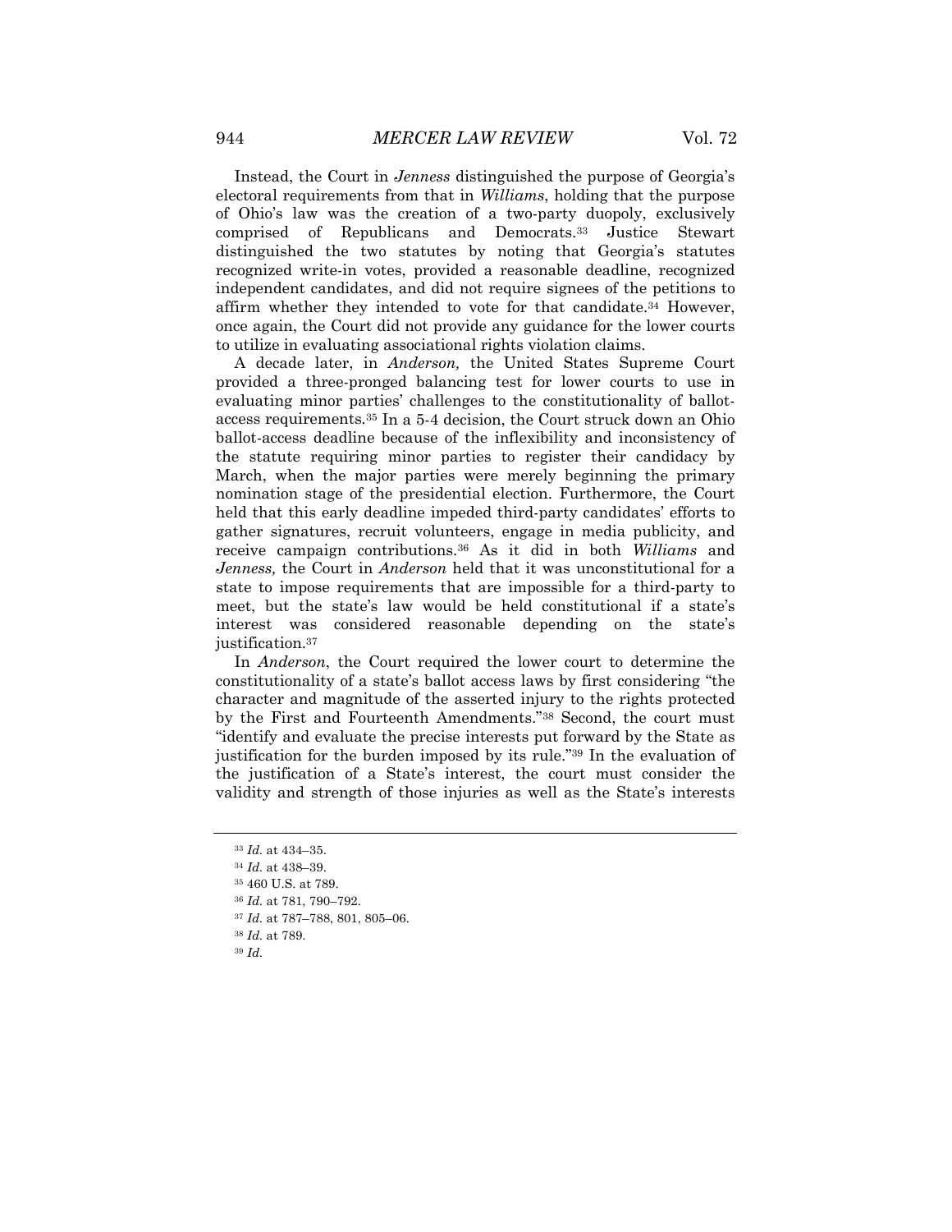Instead, the Court in *Jenness* distinguished the purpose of Georgia's electoral requirements from that in *Williams*, holding that the purpose of Ohio's law was the creation of a two-party duopoly, exclusively comprised of Republicans and Democrats.[33] Justice Stewart distinguished the two statutes by noting that Georgia's statutes recognized write-in votes, provided a reasonable deadline, recognized independent candidates, and did not require signees of the petitions to affirm whether they intended to vote for that candidate.[34] However, once again, the Court did not provide any guidance for the lower courts to utilize in evaluating associational rights violation claims.

A decade later, in *Anderson,* the United States Supreme Court provided a three-pronged balancing test for lower courts to use in evaluating minor parties' challenges to the constitutionality of ballot-access requirements.[35] In a 5-4 decision, the Court struck down an Ohio ballot-access deadline because of the inflexibility and inconsistency of the statute requiring minor parties to register their candidacy by March, when the major parties were merely beginning the primary nomination stage of the presidential election. Furthermore, the Court held that this early deadline impeded third-party candidates' efforts to gather signatures, recruit volunteers, engage in media publicity, and receive campaign contributions.[36] As it did in both *Williams* and *Jenness,* the Court in *Anderson* held that it was unconstitutional for a state to impose requirements that are impossible for a third-party to meet, but the state's law would be held constitutional if a state's interest was considered reasonable depending on the state's justification.[37]

In *Anderson*, the Court required the lower court to determine the constitutionality of a state's ballot access laws by first considering "the character and magnitude of the asserted injury to the rights protected by the First and Fourteenth Amendments."[38] Second, the court must "identify and evaluate the precise interests put forward by the State as justification for the burden imposed by its rule."[39] In the evaluation of the justification of a State's interest, the court must consider the validity and strength of those injuries as well as the State's interests

---

[33] *Id.* at 434–35.

[34] *Id.* at 438–39.

[35] 460 U.S. at 789.

[36] *Id.* at 781, 790–792.

[37] *Id.* at 787–788, 801, 805–06.

[38] *Id.* at 789.

[39] *Id.*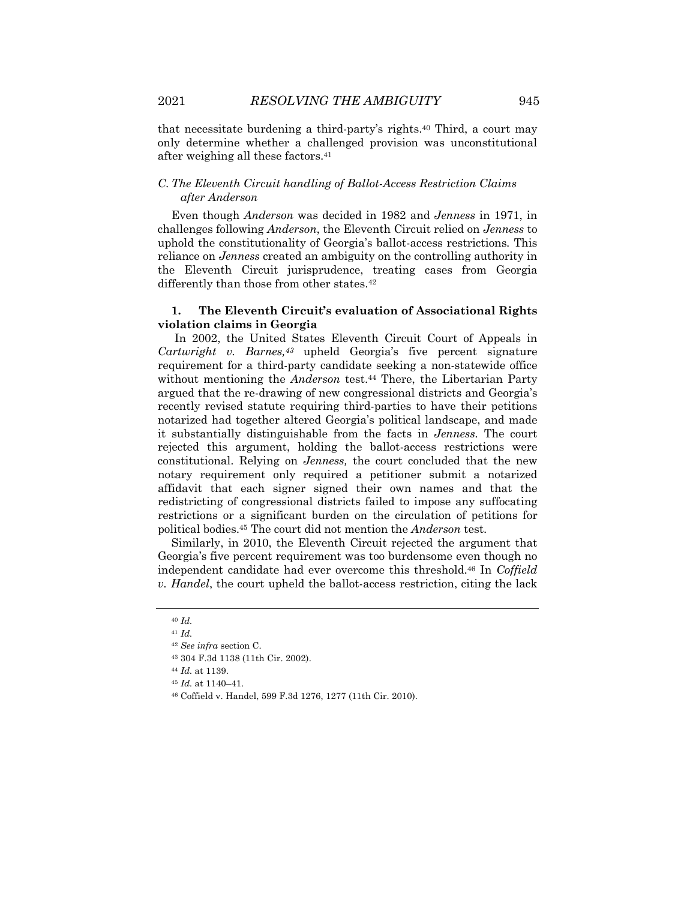that necessitate burdening a third-party's rights.[40] Third, a court may only determine whether a challenged provision was unconstitutional after weighing all these factors.[41]

### *C. The Eleventh Circuit handling of Ballot-Access Restriction Claims after Anderson*

Even though *Anderson* was decided in 1982 and *Jenness* in 1971, in challenges following *Anderson*, the Eleventh Circuit relied on *Jenness* to uphold the constitutionality of Georgia's ballot-access restrictions. This reliance on *Jenness* created an ambiguity on the controlling authority in the Eleventh Circuit jurisprudence, treating cases from Georgia differently than those from other states.[42]

#### 1. The Eleventh Circuit's evaluation of Associational Rights violation claims in Georgia

In 2002, the United States Eleventh Circuit Court of Appeals in *Cartwright v. Barnes,*[43] upheld Georgia's five percent signature requirement for a third-party candidate seeking a non-statewide office without mentioning the *Anderson* test.[44] There, the Libertarian Party argued that the re-drawing of new congressional districts and Georgia's recently revised statute requiring third-parties to have their petitions notarized had together altered Georgia's political landscape, and made it substantially distinguishable from the facts in *Jenness*. The court rejected this argument, holding the ballot-access restrictions were constitutional. Relying on *Jenness,* the court concluded that the new notary requirement only required a petitioner submit a notarized affidavit that each signer signed their own names and that the redistricting of congressional districts failed to impose any suffocating restrictions or a significant burden on the circulation of petitions for political bodies.[45] The court did not mention the *Anderson* test.

Similarly, in 2010, the Eleventh Circuit rejected the argument that Georgia's five percent requirement was too burdensome even though no independent candidate had ever overcome this threshold.[46] In *Coffield v. Handel*, the court upheld the ballot-access restriction, citing the lack

---

[40] *Id.*

[41] *Id.*

[42] *See infra* section C.

[43] 304 F.3d 1138 (11th Cir. 2002).

[44] *Id.* at 1139.

[45] *Id.* at 1140–41.

[46] Coffield v. Handel, 599 F.3d 1276, 1277 (11th Cir. 2010).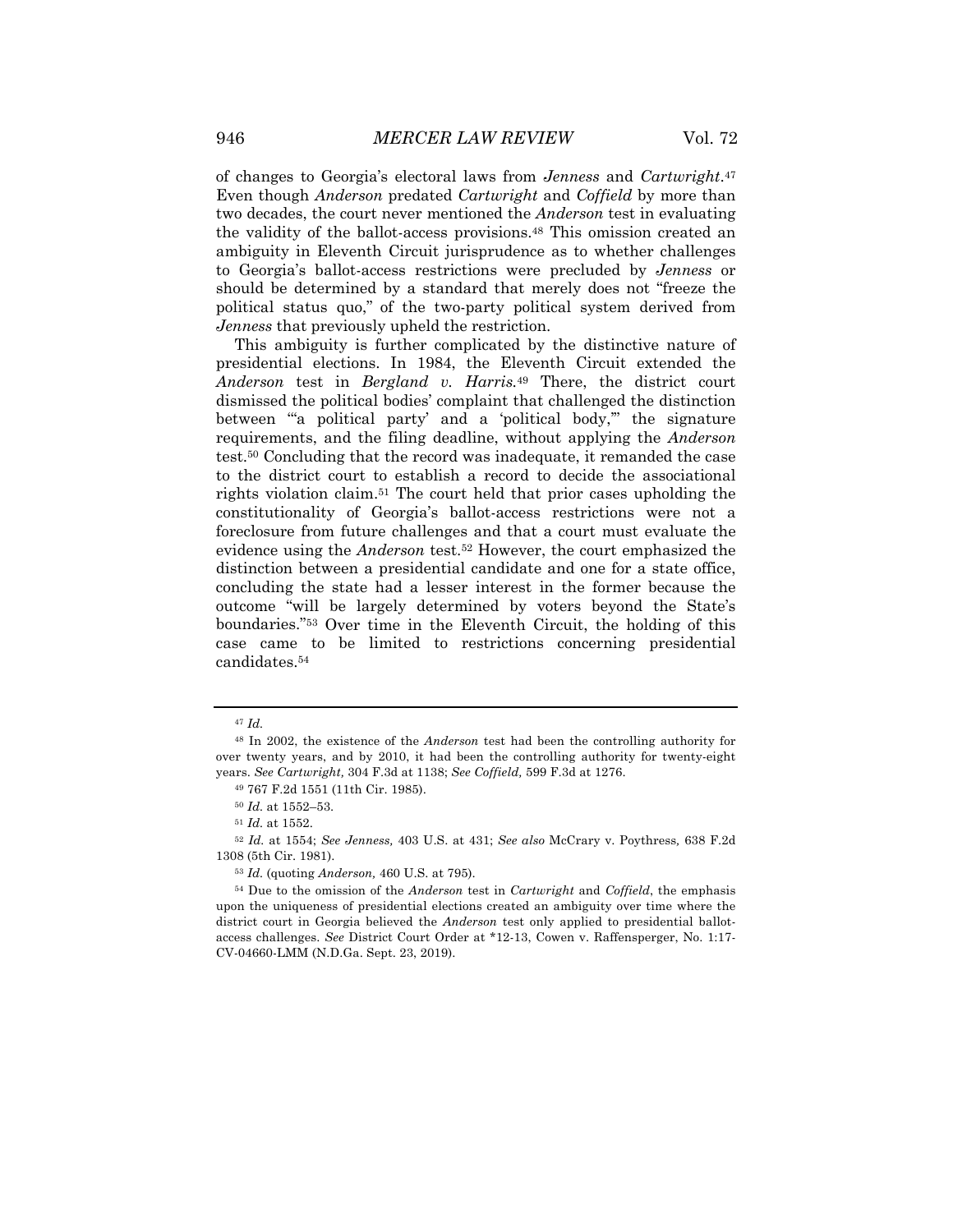of changes to Georgia's electoral laws from *Jenness* and *Cartwright*.[47] Even though *Anderson* predated *Cartwright* and *Coffield* by more than two decades, the court never mentioned the *Anderson* test in evaluating the validity of the ballot-access provisions.[48] This omission created an ambiguity in Eleventh Circuit jurisprudence as to whether challenges to Georgia's ballot-access restrictions were precluded by *Jenness* or should be determined by a standard that merely does not "freeze the political status quo," of the two-party political system derived from *Jenness* that previously upheld the restriction.

This ambiguity is further complicated by the distinctive nature of presidential elections. In 1984, the Eleventh Circuit extended the *Anderson* test in *Bergland v. Harris*.[49] There, the district court dismissed the political bodies' complaint that challenged the distinction between "'a political party' and a 'political body,'" the signature requirements, and the filing deadline, without applying the *Anderson* test.[50] Concluding that the record was inadequate, it remanded the case to the district court to establish a record to decide the associational rights violation claim.[51] The court held that prior cases upholding the constitutionality of Georgia's ballot-access restrictions were not a foreclosure from future challenges and that a court must evaluate the evidence using the *Anderson* test.[52] However, the court emphasized the distinction between a presidential candidate and one for a state office, concluding the state had a lesser interest in the former because the outcome "will be largely determined by voters beyond the State's boundaries."[53] Over time in the Eleventh Circuit, the holding of this case came to be limited to restrictions concerning presidential candidates.[54]

---

[47] *Id.*

[48] In 2002, the existence of the *Anderson* test had been the controlling authority for over twenty years, and by 2010, it had been the controlling authority for twenty-eight years. *See Cartwright,* 304 F.3d at 1138; *See Coffield,* 599 F.3d at 1276.

[49] 767 F.2d 1551 (11th Cir. 1985).

[50] *Id.* at 1552–53.

[51] *Id.* at 1552.

[52] *Id.* at 1554; *See Jenness,* 403 U.S. at 431; *See also* McCrary v. Poythress, 638 F.2d 1308 (5th Cir. 1981).

[53] *Id.* (quoting *Anderson,* 460 U.S. at 795).

[54] Due to the omission of the *Anderson* test in *Cartwright* and *Coffield*, the emphasis upon the uniqueness of presidential elections created an ambiguity over time where the district court in Georgia believed the *Anderson* test only applied to presidential ballot-access challenges. *See* District Court Order at *12-13, Cowen v. Raffensperger, No. 1:17-CV-04660-LMM (N.D.Ga. Sept. 23, 2019).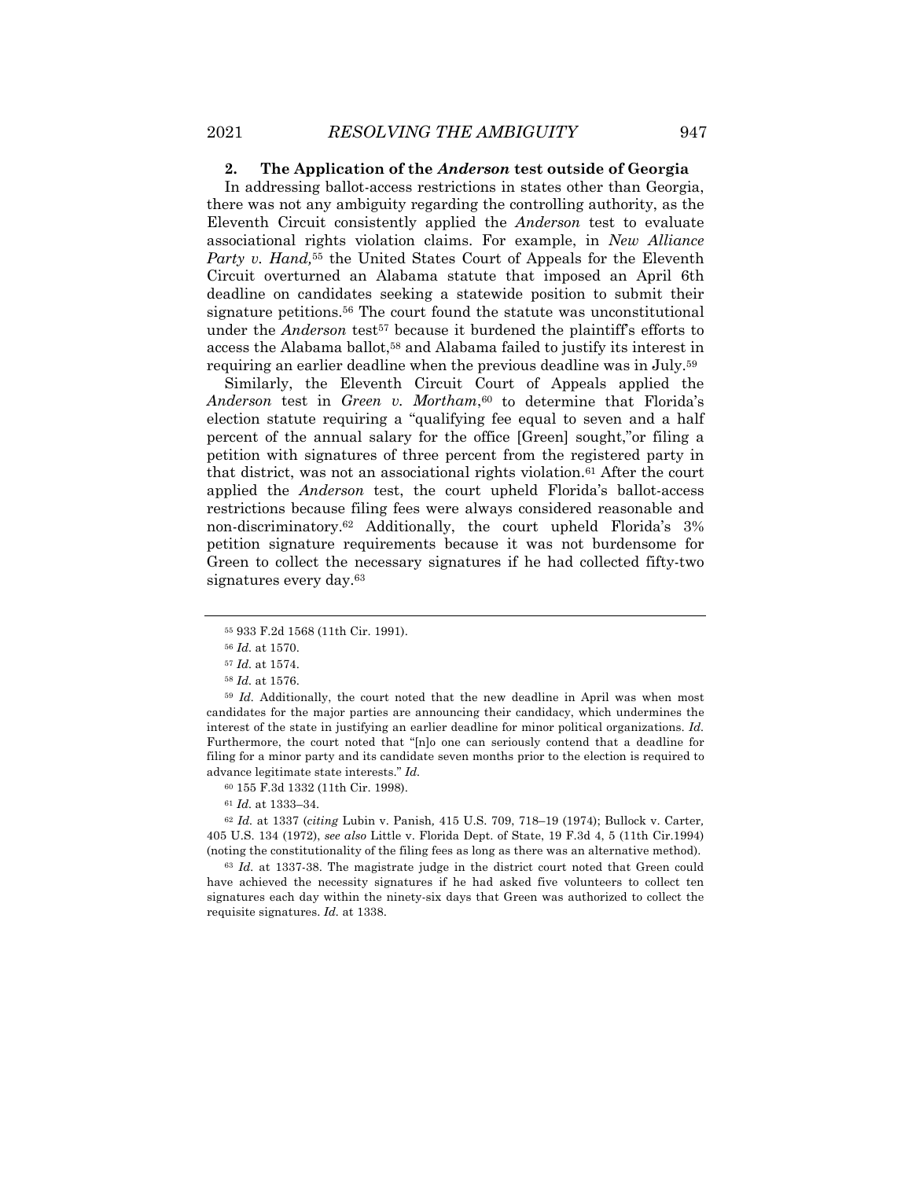### 2. The Application of the *Anderson* test outside of Georgia

In addressing ballot-access restrictions in states other than Georgia, there was not any ambiguity regarding the controlling authority, as the Eleventh Circuit consistently applied the *Anderson* test to evaluate associational rights violation claims. For example, in *New Alliance Party v. Hand,*[55] the United States Court of Appeals for the Eleventh Circuit overturned an Alabama statute that imposed an April 6th deadline on candidates seeking a statewide position to submit their signature petitions.[56] The court found the statute was unconstitutional under the *Anderson* test[57] because it burdened the plaintiff's efforts to access the Alabama ballot,[58] and Alabama failed to justify its interest in requiring an earlier deadline when the previous deadline was in July.[59]

Similarly, the Eleventh Circuit Court of Appeals applied the *Anderson* test in *Green v. Mortham*,[60] to determine that Florida's election statute requiring a "qualifying fee equal to seven and a half percent of the annual salary for the office [Green] sought,"or filing a petition with signatures of three percent from the registered party in that district, was not an associational rights violation.[61] After the court applied the *Anderson* test, the court upheld Florida's ballot-access restrictions because filing fees were always considered reasonable and non-discriminatory.[62] Additionally, the court upheld Florida's 3% petition signature requirements because it was not burdensome for Green to collect the necessary signatures if he had collected fifty-two signatures every day.[63]

---

[55] 933 F.2d 1568 (11th Cir. 1991).

[56] *Id.* at 1570.

[57] *Id.* at 1574.

[58] *Id.* at 1576.

[59] *Id.* Additionally, the court noted that the new deadline in April was when most candidates for the major parties are announcing their candidacy, which undermines the interest of the state in justifying an earlier deadline for minor political organizations. *Id.* Furthermore, the court noted that "[n]o one can seriously contend that a deadline for filing for a minor party and its candidate seven months prior to the election is required to advance legitimate state interests." *Id.*

[60] 155 F.3d 1332 (11th Cir. 1998).

[61] *Id.* at 1333–34.

[62] *Id.* at 1337 (*citing* Lubin v. Panish, 415 U.S. 709, 718–19 (1974); Bullock v. Carter, 405 U.S. 134 (1972), *see also* Little v. Florida Dept. of State, 19 F.3d 4, 5 (11th Cir.1994) (noting the constitutionality of the filing fees as long as there was an alternative method).

[63] *Id.* at 1337-38. The magistrate judge in the district court noted that Green could have achieved the necessity signatures if he had asked five volunteers to collect ten signatures each day within the ninety-six days that Green was authorized to collect the requisite signatures. *Id.* at 1338.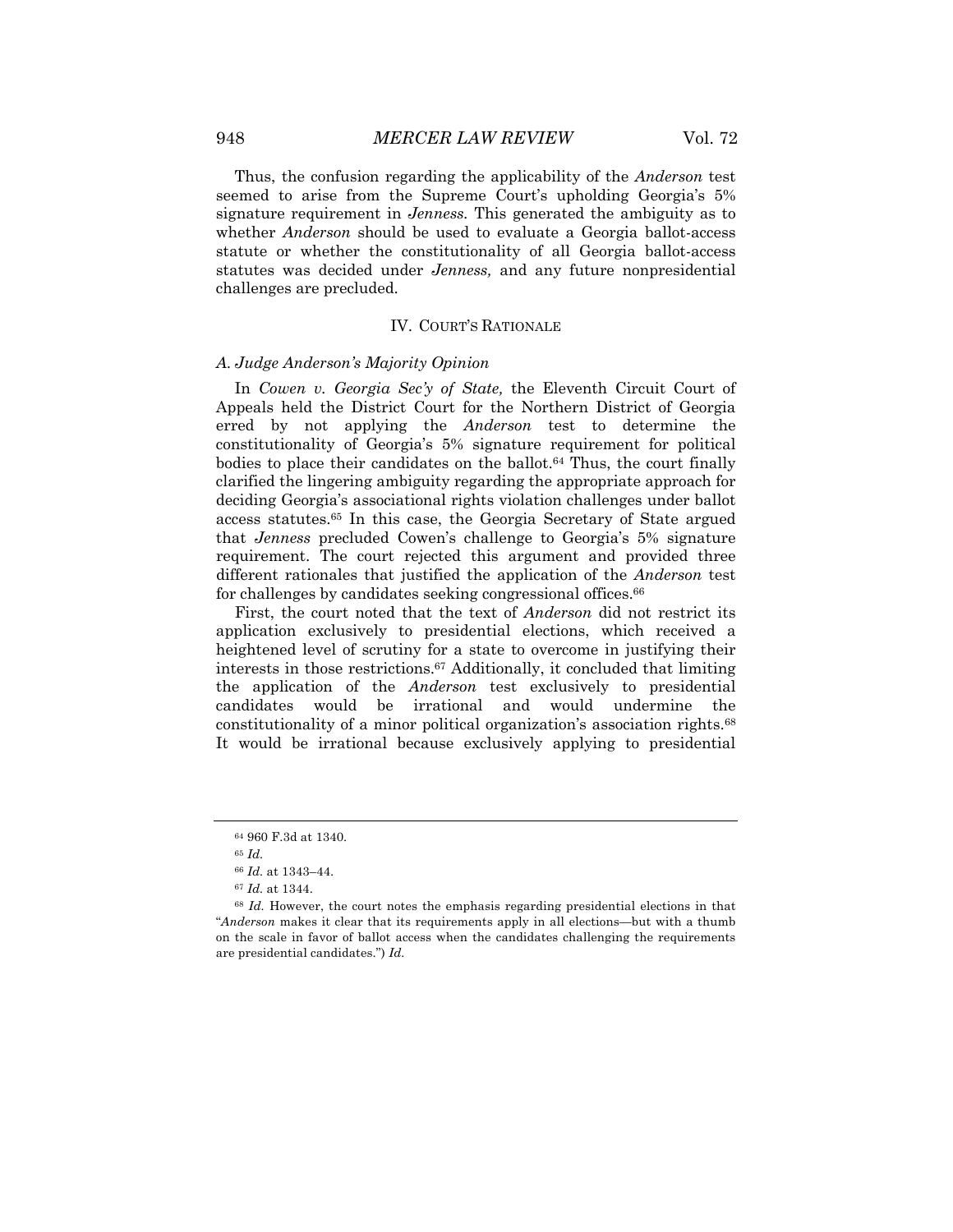Thus, the confusion regarding the applicability of the *Anderson* test seemed to arise from the Supreme Court's upholding Georgia's 5% signature requirement in *Jenness.* This generated the ambiguity as to whether *Anderson* should be used to evaluate a Georgia ballot-access statute or whether the constitutionality of all Georgia ballot-access statutes was decided under *Jenness,* and any future nonpresidential challenges are precluded.

## IV. COURT'S RATIONALE

### *A. Judge Anderson's Majority Opinion*

In *Cowen v. Georgia Sec'y of State,* the Eleventh Circuit Court of Appeals held the District Court for the Northern District of Georgia erred by not applying the *Anderson* test to determine the constitutionality of Georgia's 5% signature requirement for political bodies to place their candidates on the ballot.[64] Thus, the court finally clarified the lingering ambiguity regarding the appropriate approach for deciding Georgia's associational rights violation challenges under ballot access statutes.[65] In this case, the Georgia Secretary of State argued that *Jenness* precluded Cowen's challenge to Georgia's 5% signature requirement. The court rejected this argument and provided three different rationales that justified the application of the *Anderson* test for challenges by candidates seeking congressional offices.[66]

First, the court noted that the text of *Anderson* did not restrict its application exclusively to presidential elections, which received a heightened level of scrutiny for a state to overcome in justifying their interests in those restrictions.[67] Additionally, it concluded that limiting the application of the *Anderson* test exclusively to presidential candidates would be irrational and would undermine the constitutionality of a minor political organization's association rights.[68] It would be irrational because exclusively applying to presidential

---

[64] 960 F.3d at 1340.

[65] *Id.*

[66] *Id.* at 1343–44.

[67] *Id.* at 1344.

[68] *Id.* However, the court notes the emphasis regarding presidential elections in that "*Anderson* makes it clear that its requirements apply in all elections—but with a thumb on the scale in favor of ballot access when the candidates challenging the requirements are presidential candidates.") *Id.*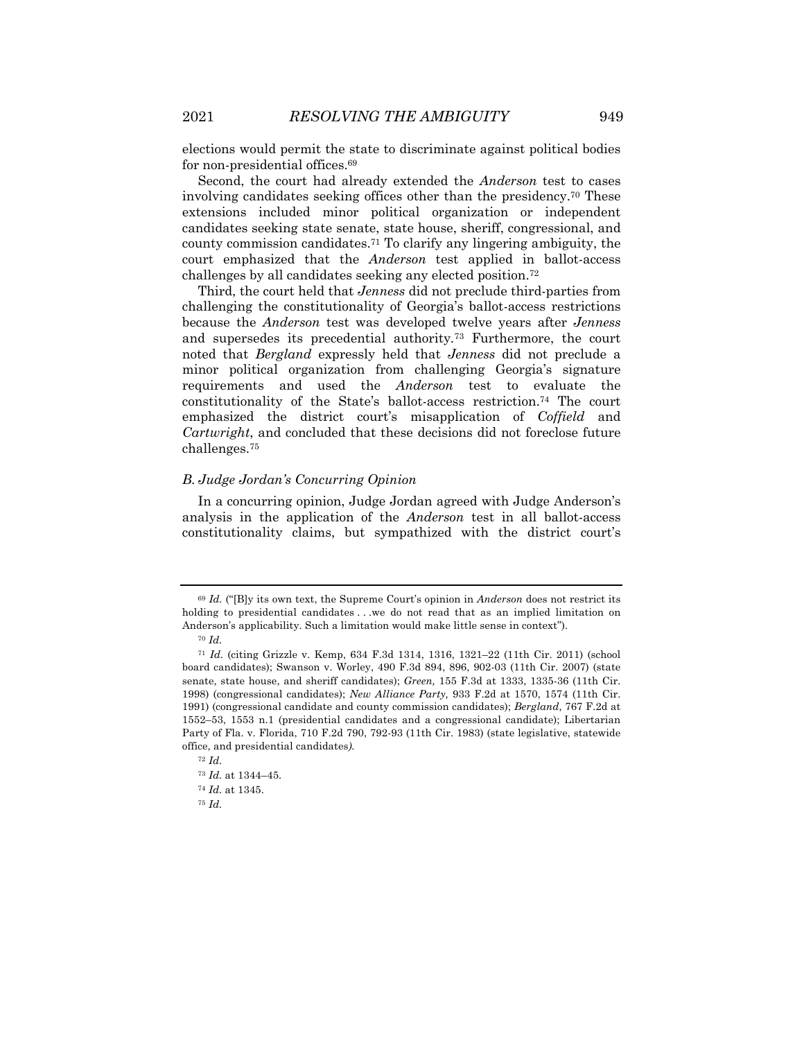elections would permit the state to discriminate against political bodies for non-presidential offices.[69]

Second, the court had already extended the *Anderson* test to cases involving candidates seeking offices other than the presidency.[70] These extensions included minor political organization or independent candidates seeking state senate, state house, sheriff, congressional, and county commission candidates.[71] To clarify any lingering ambiguity, the court emphasized that the *Anderson* test applied in ballot-access challenges by all candidates seeking any elected position.[72]

Third, the court held that *Jenness* did not preclude third-parties from challenging the constitutionality of Georgia's ballot-access restrictions because the *Anderson* test was developed twelve years after *Jenness* and supersedes its precedential authority.[73] Furthermore, the court noted that *Bergland* expressly held that *Jenness* did not preclude a minor political organization from challenging Georgia's signature requirements and used the *Anderson* test to evaluate the constitutionality of the State's ballot-access restriction.[74] The court emphasized the district court's misapplication of *Coffield* and *Cartwright*, and concluded that these decisions did not foreclose future challenges.[75]

### *B. Judge Jordan's Concurring Opinion*

In a concurring opinion, Judge Jordan agreed with Judge Anderson's analysis in the application of the *Anderson* test in all ballot-access constitutionality claims, but sympathized with the district court's

---

[69] *Id.* ("[B]y its own text, the Supreme Court's opinion in *Anderson* does not restrict its holding to presidential candidates . . .we do not read that as an implied limitation on Anderson's applicability. Such a limitation would make little sense in context").

[70] *Id.*

[71] *Id.* (citing Grizzle v. Kemp, 634 F.3d 1314, 1316, 1321–22 (11th Cir. 2011) (school board candidates); Swanson v. Worley, 490 F.3d 894, 896, 902-03 (11th Cir. 2007) (state senate, state house, and sheriff candidates); *Green,* 155 F.3d at 1333, 1335-36 (11th Cir. 1998) (congressional candidates); *New Alliance Party,* 933 F.2d at 1570, 1574 (11th Cir. 1991) (congressional candidate and county commission candidates); *Bergland*, 767 F.2d at 1552–53, 1553 n.1 (presidential candidates and a congressional candidate); Libertarian Party of Fla. v. Florida, 710 F.2d 790, 792-93 (11th Cir. 1983) (state legislative, statewide office, and presidential candidates*).*

[72] *Id.*

[73] *Id.* at 1344–45.

[74] *Id.* at 1345.

[75] *Id.*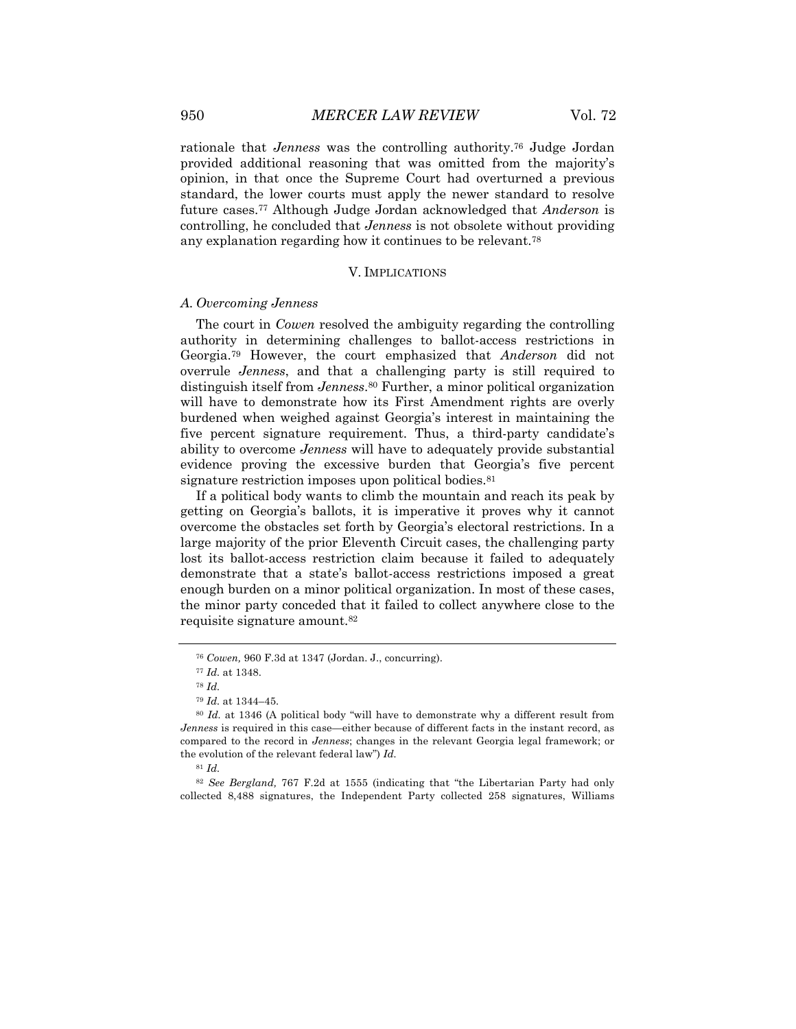rationale that *Jenness* was the controlling authority.[76] Judge Jordan provided additional reasoning that was omitted from the majority's opinion, in that once the Supreme Court had overturned a previous standard, the lower courts must apply the newer standard to resolve future cases.[77] Although Judge Jordan acknowledged that *Anderson* is controlling, he concluded that *Jenness* is not obsolete without providing any explanation regarding how it continues to be relevant.[78]

## V. IMPLICATIONS

### *A. Overcoming Jenness*

The court in *Cowen* resolved the ambiguity regarding the controlling authority in determining challenges to ballot-access restrictions in Georgia.[79] However, the court emphasized that *Anderson* did not overrule *Jenness*, and that a challenging party is still required to distinguish itself from *Jenness*.[80] Further, a minor political organization will have to demonstrate how its First Amendment rights are overly burdened when weighed against Georgia's interest in maintaining the five percent signature requirement. Thus, a third-party candidate's ability to overcome *Jenness* will have to adequately provide substantial evidence proving the excessive burden that Georgia's five percent signature restriction imposes upon political bodies.[81]

If a political body wants to climb the mountain and reach its peak by getting on Georgia's ballots, it is imperative it proves why it cannot overcome the obstacles set forth by Georgia's electoral restrictions. In a large majority of the prior Eleventh Circuit cases, the challenging party lost its ballot-access restriction claim because it failed to adequately demonstrate that a state's ballot-access restrictions imposed a great enough burden on a minor political organization. In most of these cases, the minor party conceded that it failed to collect anywhere close to the requisite signature amount.[82]

---

[76] *Cowen,* 960 F.3d at 1347 (Jordan. J., concurring).

[77] *Id.* at 1348.

[78] *Id.*

[79] *Id.* at 1344–45.

[80] *Id.* at 1346 (A political body "will have to demonstrate why a different result from *Jenness* is required in this case—either because of different facts in the instant record, as compared to the record in *Jenness*; changes in the relevant Georgia legal framework; or the evolution of the relevant federal law") *Id.*

[81] *Id.*

[82] *See Bergland,* 767 F.2d at 1555 (indicating that "the Libertarian Party had only collected 8,488 signatures, the Independent Party collected 258 signatures, Williams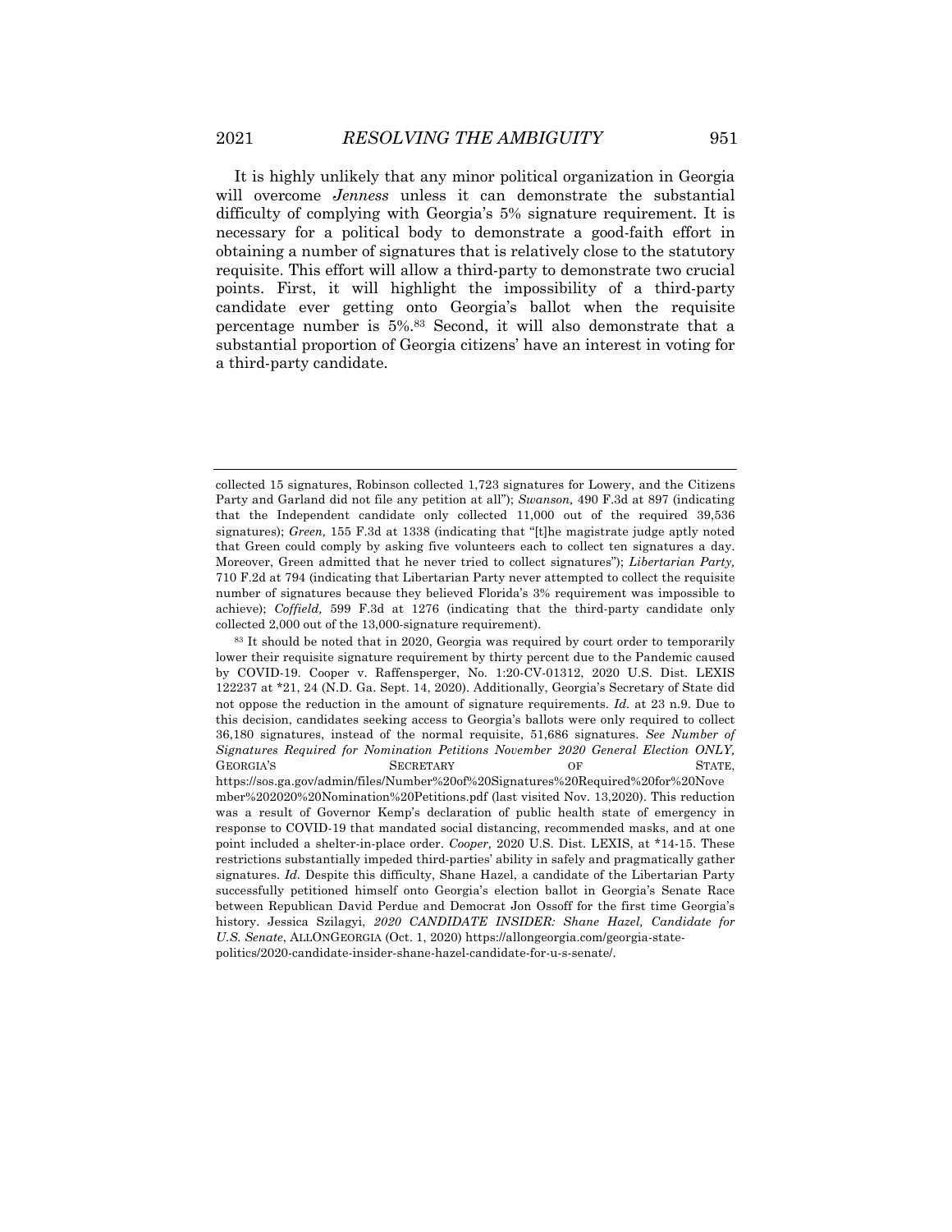It is highly unlikely that any minor political organization in Georgia will overcome *Jenness* unless it can demonstrate the substantial difficulty of complying with Georgia's 5% signature requirement. It is necessary for a political body to demonstrate a good-faith effort in obtaining a number of signatures that is relatively close to the statutory requisite. This effort will allow a third-party to demonstrate two crucial points. First, it will highlight the impossibility of a third-party candidate ever getting onto Georgia's ballot when the requisite percentage number is 5%.[83] Second, it will also demonstrate that a substantial proportion of Georgia citizens' have an interest in voting for a third-party candidate.

---

collected 15 signatures, Robinson collected 1,723 signatures for Lowery, and the Citizens Party and Garland did not file any petition at all"); *Swanson,* 490 F.3d at 897 (indicating that the Independent candidate only collected 11,000 out of the required 39,536 signatures); *Green,* 155 F.3d at 1338 (indicating that "[t]he magistrate judge aptly noted that Green could comply by asking five volunteers each to collect ten signatures a day. Moreover, Green admitted that he never tried to collect signatures"); *Libertarian Party,* 710 F.2d at 794 (indicating that Libertarian Party never attempted to collect the requisite number of signatures because they believed Florida's 3% requirement was impossible to achieve); *Coffield,* 599 F.3d at 1276 (indicating that the third-party candidate only collected 2,000 out of the 13,000-signature requirement).

[83] It should be noted that in 2020, Georgia was required by court order to temporarily lower their requisite signature requirement by thirty percent due to the Pandemic caused by COVID-19. Cooper v. Raffensperger, No. 1:20-CV-01312, 2020 U.S. Dist. LEXIS 122237 at *21, 24 (N.D. Ga. Sept. 14, 2020). Additionally, Georgia's Secretary of State did not oppose the reduction in the amount of signature requirements. *Id.* at 23 n.9. Due to this decision, candidates seeking access to Georgia's ballots were only required to collect 36,180 signatures, instead of the normal requisite, 51,686 signatures. *See Number of Signatures Required for Nomination Petitions November 2020 General Election ONLY,* GEORGIA'S SECRETARY OF STATE, https://sos.ga.gov/admin/files/Number%20of%20Signatures%20Required%20for%20November%202020%20Nomination%20Petitions.pdf (last visited Nov. 13,2020). This reduction was a result of Governor Kemp's declaration of public health state of emergency in response to COVID-19 that mandated social distancing, recommended masks, and at one point included a shelter-in-place order. *Cooper,* 2020 U.S. Dist. LEXIS, at *14-15. These restrictions substantially impeded third-parties' ability in safely and pragmatically gather signatures. *Id.* Despite this difficulty, Shane Hazel, a candidate of the Libertarian Party successfully petitioned himself onto Georgia's election ballot in Georgia's Senate Race between Republican David Perdue and Democrat Jon Ossoff for the first time Georgia's history. Jessica Szilagyi, *2020 CANDIDATE INSIDER: Shane Hazel, Candidate for U.S. Senate*, ALLONGEORGIA (Oct. 1, 2020) https://allongeorgia.com/georgia-state-politics/2020-candidate-insider-shane-hazel-candidate-for-u-s-senate/.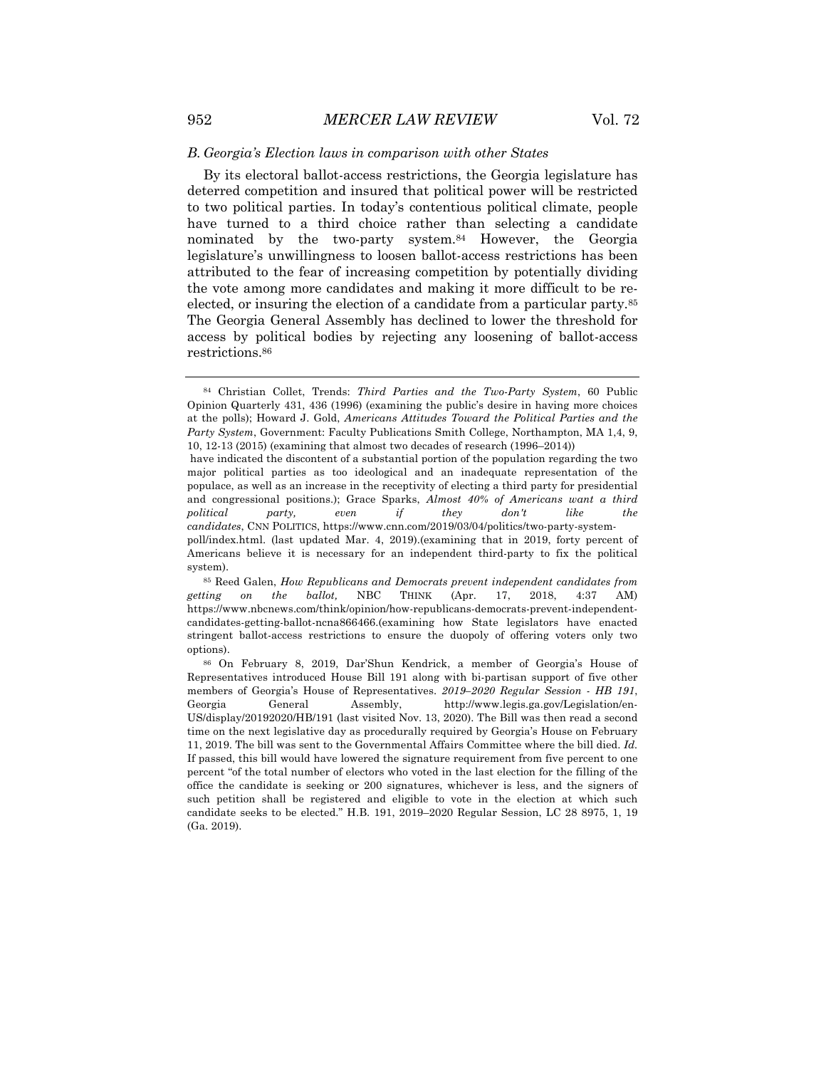### *B. Georgia's Election laws in comparison with other States*

By its electoral ballot-access restrictions, the Georgia legislature has deterred competition and insured that political power will be restricted to two political parties. In today's contentious political climate, people have turned to a third choice rather than selecting a candidate nominated by the two-party system.[84] However, the Georgia legislature's unwillingness to loosen ballot-access restrictions has been attributed to the fear of increasing competition by potentially dividing the vote among more candidates and making it more difficult to be re-elected, or insuring the election of a candidate from a particular party.[85] The Georgia General Assembly has declined to lower the threshold for access by political bodies by rejecting any loosening of ballot-access restrictions.[86]

---

[84] Christian Collet, Trends: *Third Parties and the Two-Party System*, 60 Public Opinion Quarterly 431, 436 (1996) (examining the public's desire in having more choices at the polls); Howard J. Gold, *Americans Attitudes Toward the Political Parties and the Party System*, Government: Faculty Publications Smith College, Northampton, MA 1,4, 9, 10, 12-13 (2015) (examining that almost two decades of research (1996–2014)) have indicated the discontent of a substantial portion of the population regarding the two major political parties as too ideological and an inadequate representation of the populace, as well as an increase in the receptivity of electing a third party for presidential and congressional positions.); Grace Sparks, *Almost 40% of Americans want a third political party, even if they don't like the candidates*, CNN POLITICS, https://www.cnn.com/2019/03/04/politics/two-party-system-poll/index.html. (last updated Mar. 4, 2019).(examining that in 2019, forty percent of Americans believe it is necessary for an independent third-party to fix the political system).

[85] Reed Galen, *How Republicans and Democrats prevent independent candidates from getting on the ballot,* NBC THINK (Apr. 17, 2018, 4:37 AM) https://www.nbcnews.com/think/opinion/how-republicans-democrats-prevent-independent-candidates-getting-ballot-ncna866466.(examining how State legislators have enacted stringent ballot-access restrictions to ensure the duopoly of offering voters only two options).

[86] On February 8, 2019, Dar'Shun Kendrick, a member of Georgia's House of Representatives introduced House Bill 191 along with bi-partisan support of five other members of Georgia's House of Representatives. *2019–2020 Regular Session - HB 191*, Georgia General Assembly, http://www.legis.ga.gov/Legislation/en-US/display/20192020/HB/191 (last visited Nov. 13, 2020). The Bill was then read a second time on the next legislative day as procedurally required by Georgia's House on February 11, 2019. The bill was sent to the Governmental Affairs Committee where the bill died. *Id.* If passed, this bill would have lowered the signature requirement from five percent to one percent "of the total number of electors who voted in the last election for the filling of the office the candidate is seeking or 200 signatures, whichever is less, and the signers of such petition shall be registered and eligible to vote in the election at which such candidate seeks to be elected." H.B. 191, 2019–2020 Regular Session, LC 28 8975, 1, 19 (Ga. 2019).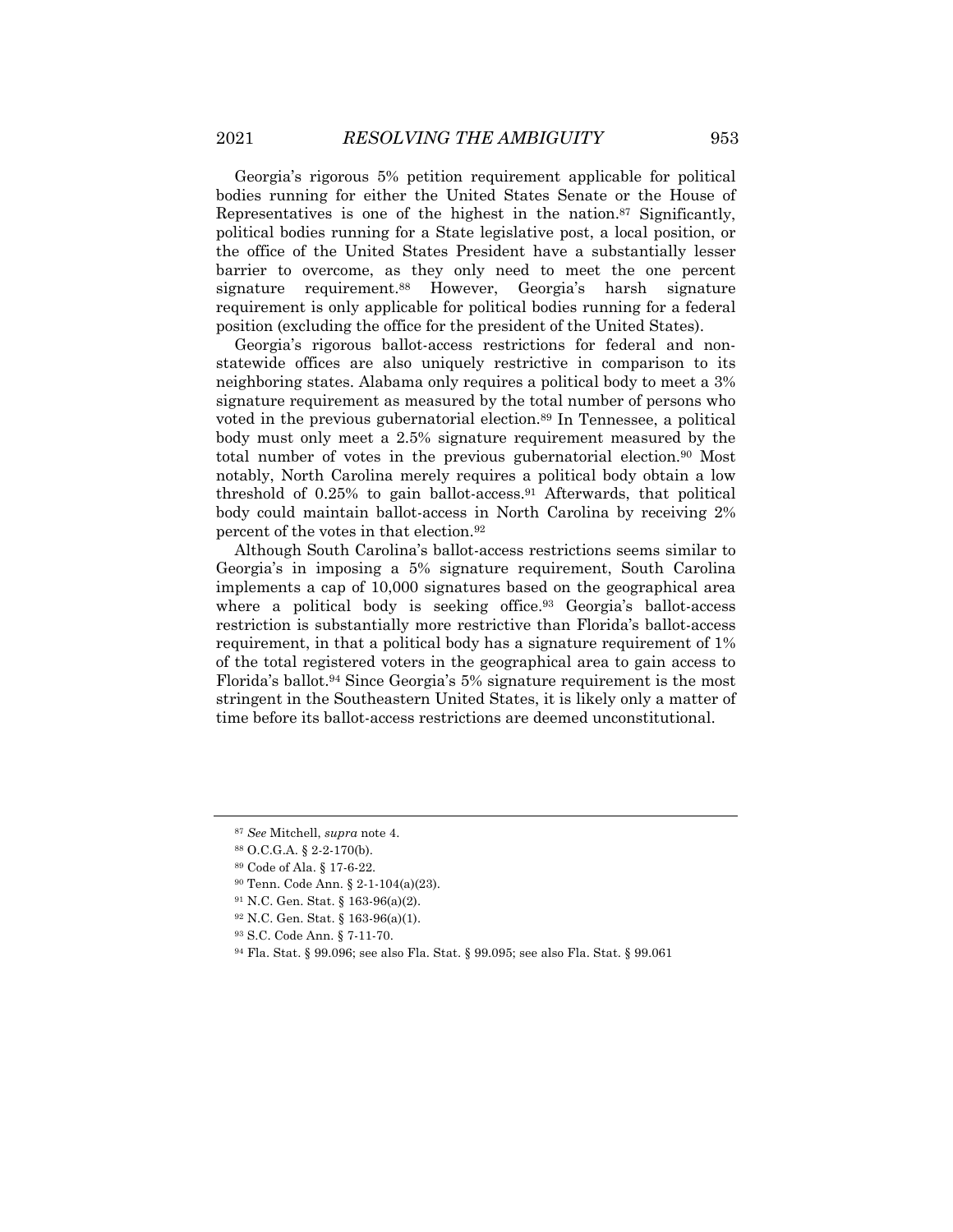Georgia's rigorous 5% petition requirement applicable for political bodies running for either the United States Senate or the House of Representatives is one of the highest in the nation.[87] Significantly, political bodies running for a State legislative post, a local position, or the office of the United States President have a substantially lesser barrier to overcome, as they only need to meet the one percent signature requirement.[88] However, Georgia's harsh signature requirement is only applicable for political bodies running for a federal position (excluding the office for the president of the United States).

Georgia's rigorous ballot-access restrictions for federal and non-statewide offices are also uniquely restrictive in comparison to its neighboring states. Alabama only requires a political body to meet a 3% signature requirement as measured by the total number of persons who voted in the previous gubernatorial election.[89] In Tennessee, a political body must only meet a 2.5% signature requirement measured by the total number of votes in the previous gubernatorial election.[90] Most notably, North Carolina merely requires a political body obtain a low threshold of 0.25% to gain ballot-access.[91] Afterwards, that political body could maintain ballot-access in North Carolina by receiving 2% percent of the votes in that election.[92]

Although South Carolina's ballot-access restrictions seems similar to Georgia's in imposing a 5% signature requirement, South Carolina implements a cap of 10,000 signatures based on the geographical area where a political body is seeking office.[93] Georgia's ballot-access restriction is substantially more restrictive than Florida's ballot-access requirement, in that a political body has a signature requirement of 1% of the total registered voters in the geographical area to gain access to Florida's ballot.[94] Since Georgia's 5% signature requirement is the most stringent in the Southeastern United States, it is likely only a matter of time before its ballot-access restrictions are deemed unconstitutional.

---

[87] *See* Mitchell, *supra* note 4.

[88] O.C.G.A. § 2-2-170(b).

[89] Code of Ala. § 17-6-22.

[90] Tenn. Code Ann. § 2-1-104(a)(23).

[91] N.C. Gen. Stat. § 163-96(a)(2).

[92] N.C. Gen. Stat. § 163-96(a)(1).

[93] S.C. Code Ann. § 7-11-70.

[94] Fla. Stat. § 99.096; see also Fla. Stat. § 99.095; see also Fla. Stat. § 99.061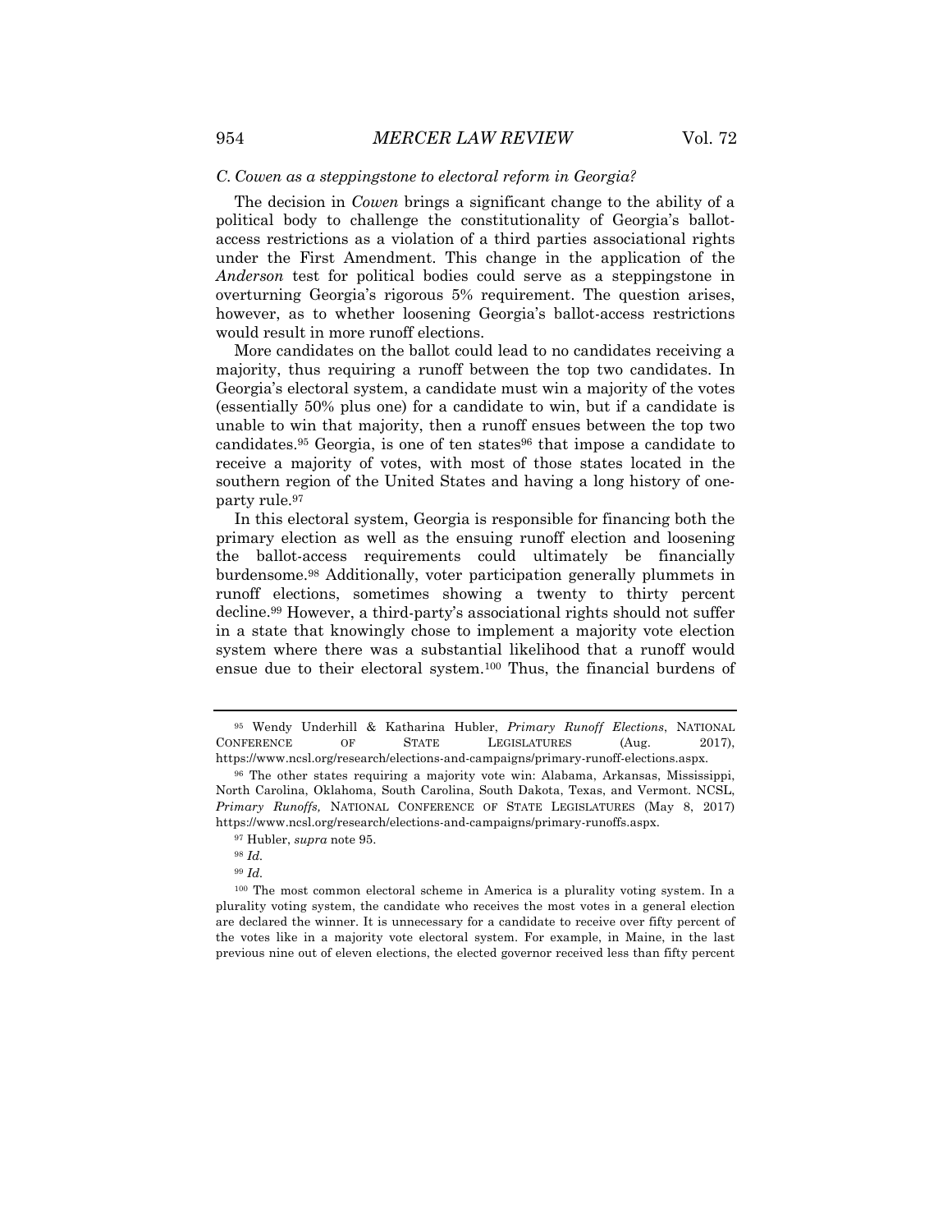### *C. Cowen as a steppingstone to electoral reform in Georgia?*

The decision in *Cowen* brings a significant change to the ability of a political body to challenge the constitutionality of Georgia's ballot-access restrictions as a violation of a third parties associational rights under the First Amendment. This change in the application of the *Anderson* test for political bodies could serve as a steppingstone in overturning Georgia's rigorous 5% requirement. The question arises, however, as to whether loosening Georgia's ballot-access restrictions would result in more runoff elections.

More candidates on the ballot could lead to no candidates receiving a majority, thus requiring a runoff between the top two candidates. In Georgia's electoral system, a candidate must win a majority of the votes (essentially 50% plus one) for a candidate to win, but if a candidate is unable to win that majority, then a runoff ensues between the top two candidates.[95] Georgia, is one of ten states[96] that impose a candidate to receive a majority of votes, with most of those states located in the southern region of the United States and having a long history of one-party rule.[97]

In this electoral system, Georgia is responsible for financing both the primary election as well as the ensuing runoff election and loosening the ballot-access requirements could ultimately be financially burdensome.[98] Additionally, voter participation generally plummets in runoff elections, sometimes showing a twenty to thirty percent decline.[99] However, a third-party's associational rights should not suffer in a state that knowingly chose to implement a majority vote election system where there was a substantial likelihood that a runoff would ensue due to their electoral system.[100] Thus, the financial burdens of

---

[95] Wendy Underhill & Katharina Hubler, *Primary Runoff Elections*, NATIONAL CONFERENCE OF STATE LEGISLATURES (Aug. 2017), https://www.ncsl.org/research/elections-and-campaigns/primary-runoff-elections.aspx.

[96] The other states requiring a majority vote win: Alabama, Arkansas, Mississippi, North Carolina, Oklahoma, South Carolina, South Dakota, Texas, and Vermont. NCSL, *Primary Runoffs,* NATIONAL CONFERENCE OF STATE LEGISLATURES (May 8, 2017) https://www.ncsl.org/research/elections-and-campaigns/primary-runoffs.aspx.

[97] Hubler, *supra* note 95.

[98] *Id.*

[99] *Id.*

[100] The most common electoral scheme in America is a plurality voting system. In a plurality voting system, the candidate who receives the most votes in a general election are declared the winner. It is unnecessary for a candidate to receive over fifty percent of the votes like in a majority vote electoral system. For example, in Maine, in the last previous nine out of eleven elections, the elected governor received less than fifty percent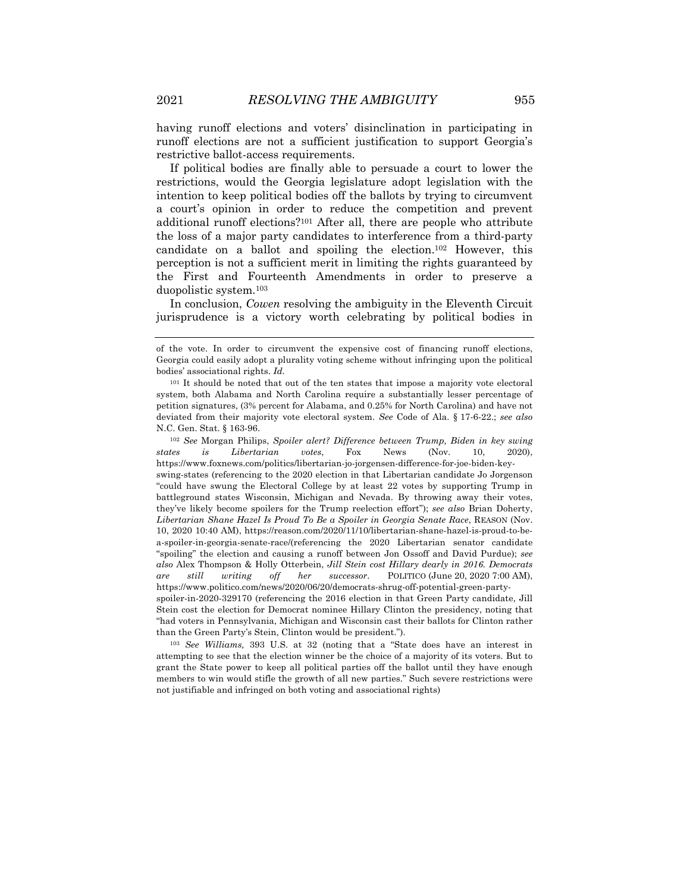having runoff elections and voters' disinclination in participating in runoff elections are not a sufficient justification to support Georgia's restrictive ballot-access requirements.

If political bodies are finally able to persuade a court to lower the restrictions, would the Georgia legislature adopt legislation with the intention to keep political bodies off the ballots by trying to circumvent a court's opinion in order to reduce the competition and prevent additional runoff elections?[101] After all, there are people who attribute the loss of a major party candidates to interference from a third-party candidate on a ballot and spoiling the election.[102] However, this perception is not a sufficient merit in limiting the rights guaranteed by the First and Fourteenth Amendments in order to preserve a duopolistic system.[103]

In conclusion, *Cowen* resolving the ambiguity in the Eleventh Circuit jurisprudence is a victory worth celebrating by political bodies in

---

of the vote. In order to circumvent the expensive cost of financing runoff elections, Georgia could easily adopt a plurality voting scheme without infringing upon the political bodies' associational rights. *Id.*

[101] It should be noted that out of the ten states that impose a majority vote electoral system, both Alabama and North Carolina require a substantially lesser percentage of petition signatures, (3% percent for Alabama, and 0.25% for North Carolina) and have not deviated from their majority vote electoral system. *See* Code of Ala. § 17-6-22.; *see also* N.C. Gen. Stat. § 163-96.

[102] *See* Morgan Philips, *Spoiler alert? Difference between Trump, Biden in key swing states is Libertarian votes*, Fox News (Nov. 10, 2020), https://www.foxnews.com/politics/libertarian-jo-jorgensen-difference-for-joe-biden-key-swing-states (referencing to the 2020 election in that Libertarian candidate Jo Jorgenson "could have swung the Electoral College by at least 22 votes by supporting Trump in battleground states Wisconsin, Michigan and Nevada. By throwing away their votes, they've likely become spoilers for the Trump reelection effort"); *see also* Brian Doherty, *Libertarian Shane Hazel Is Proud To Be a Spoiler in Georgia Senate Race*, REASON (Nov. 10, 2020 10:40 AM), https://reason.com/2020/11/10/libertarian-shane-hazel-is-proud-to-be-a-spoiler-in-georgia-senate-race/(referencing the 2020 Libertarian senator candidate "spoiling" the election and causing a runoff between Jon Ossoff and David Purdue); *see also* Alex Thompson & Holly Otterbein, *Jill Stein cost Hillary dearly in 2016. Democrats are still writing off her successor*. POLITICO (June 20, 2020 7:00 AM), https://www.politico.com/news/2020/06/20/democrats-shrug-off-potential-green-party-spoiler-in-2020-329170 (referencing the 2016 election in that Green Party candidate, Jill Stein cost the election for Democrat nominee Hillary Clinton the presidency, noting that "had voters in Pennsylvania, Michigan and Wisconsin cast their ballots for Clinton rather than the Green Party's Stein, Clinton would be president.").

[103] *See Williams,* 393 U.S. at 32 (noting that a "State does have an interest in attempting to see that the election winner be the choice of a majority of its voters. But to grant the State power to keep all political parties off the ballot until they have enough members to win would stifle the growth of all new parties." Such severe restrictions were not justifiable and infringed on both voting and associational rights)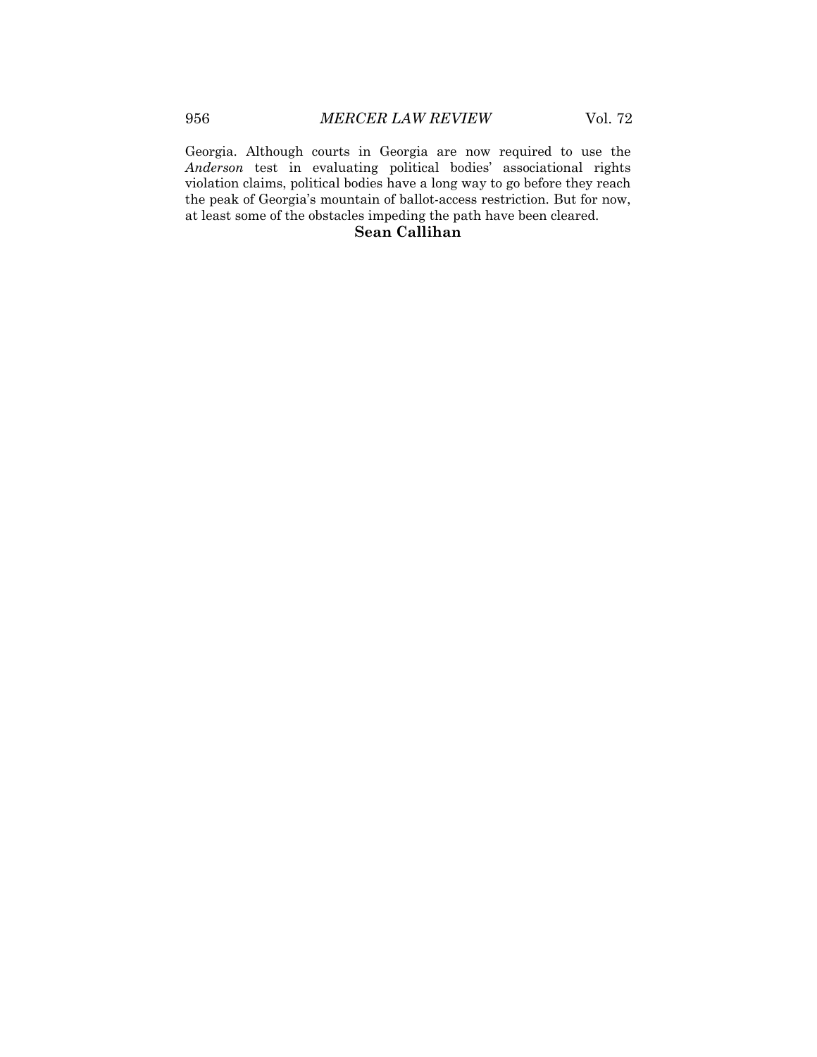Georgia. Although courts in Georgia are now required to use the *Anderson* test in evaluating political bodies' associational rights violation claims, political bodies have a long way to go before they reach the peak of Georgia's mountain of ballot-access restriction. But for now, at least some of the obstacles impeding the path have been cleared.

**Sean Callihan**